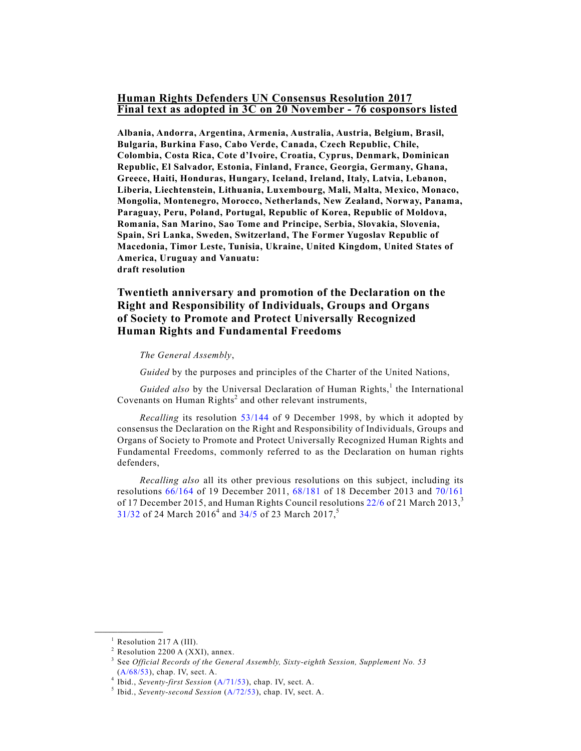**Human Rights Defenders UN Consensus Resolution 2017**
**Final text as adopted in 3C on 20 November - 76 cosponsors listed**

**Albania, Andorra, Argentina, Armenia, Australia, Austria, Belgium, Brasil, Bulgaria, Burkina Faso, Cabo Verde, Canada, Czech Republic, Chile, Colombia, Costa Rica, Cote d'Ivoire, Croatia, Cyprus, Denmark, Dominican Republic, El Salvador, Estonia, Finland, France, Georgia, Germany, Ghana, Greece, Haiti, Honduras, Hungary, Iceland, Ireland, Italy, Latvia, Lebanon, Liberia, Liechtenstein, Lithuania, Luxembourg, Mali, Malta, Mexico, Monaco, Mongolia, Montenegro, Morocco, Netherlands, New Zealand, Norway, Panama, Paraguay, Peru, Poland, Portugal, Republic of Korea, Republic of Moldova, Romania, San Marino, Sao Tome and Principe, Serbia, Slovakia, Slovenia, Spain, Sri Lanka, Sweden, Switzerland, The Former Yugoslav Republic of Macedonia, Timor Leste, Tunisia, Ukraine, United Kingdom, United States of America, Uruguay and Vanuatu:**
**draft resolution**

## Twentieth anniversary and promotion of the Declaration on the Right and Responsibility of Individuals, Groups and Organs of Society to Promote and Protect Universally Recognized Human Rights and Fundamental Freedoms

*The General Assembly*,

*Guided* by the purposes and principles of the Charter of the United Nations,

*Guided also* by the Universal Declaration of Human Rights,[1] the International Covenants on Human Rights[2] and other relevant instruments,

*Recalling* its resolution 53/144 of 9 December 1998, by which it adopted by consensus the Declaration on the Right and Responsibility of Individuals, Groups and Organs of Society to Promote and Protect Universally Recognized Human Rights and Fundamental Freedoms, commonly referred to as the Declaration on human rights defenders,

*Recalling also* all its other previous resolutions on this subject, including its resolutions 66/164 of 19 December 2011, 68/181 of 18 December 2013 and 70/161 of 17 December 2015, and Human Rights Council resolutions 22/6 of 21 March 2013,[3] 31/32 of 24 March 2016[4] and 34/5 of 23 March 2017,[5]

---

[1] Resolution 217 A (III).
[2] Resolution 2200 A (XXI), annex.
[3] See *Official Records of the General Assembly, Sixty-eighth Session, Supplement No. 53* (A/68/53), chap. IV, sect. A.
[4] Ibid., *Seventy-first Session* (A/71/53), chap. IV, sect. A.
[5] Ibid., *Seventy-second Session* (A/72/53), chap. IV, sect. A.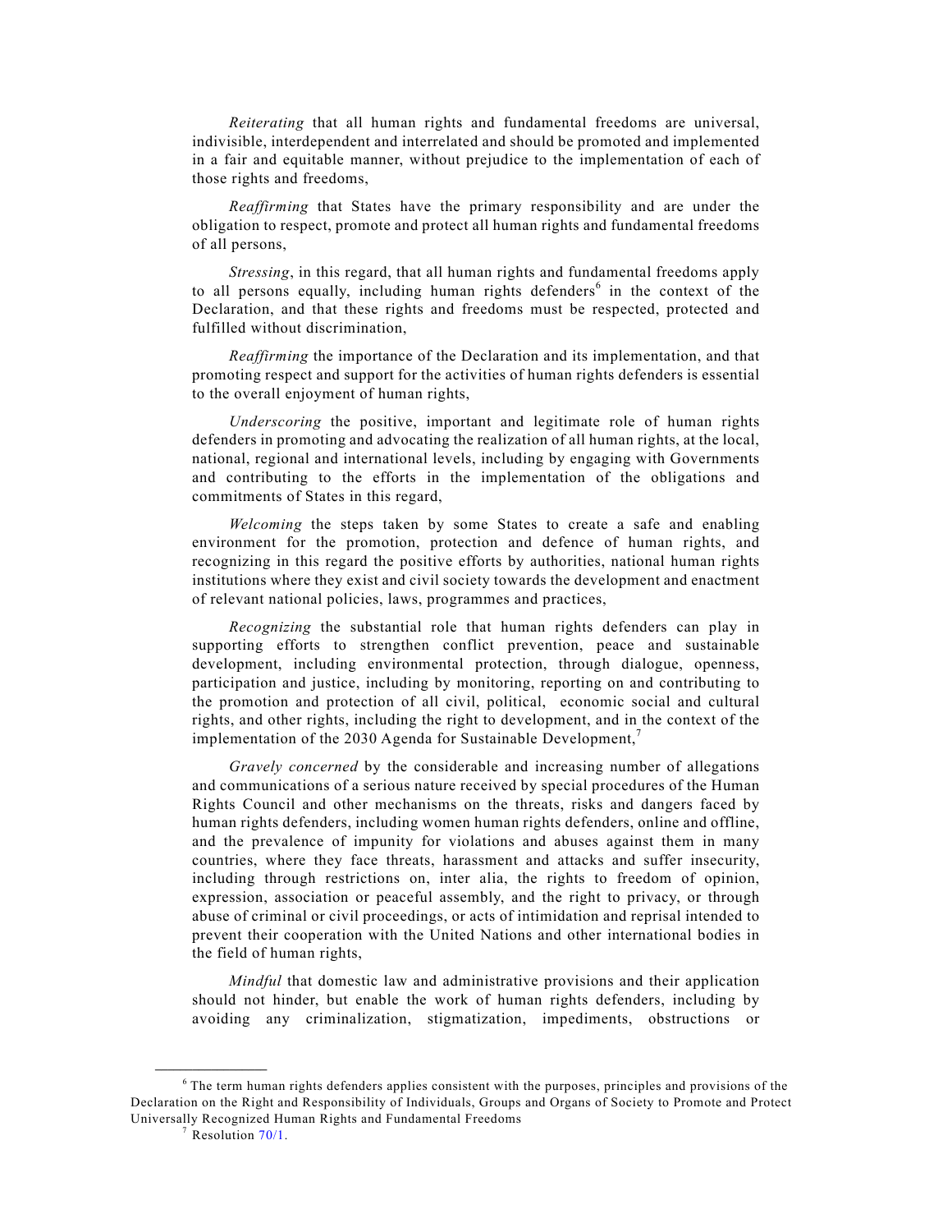*Reiterating* that all human rights and fundamental freedoms are universal, indivisible, interdependent and interrelated and should be promoted and implemented in a fair and equitable manner, without prejudice to the implementation of each of those rights and freedoms,

*Reaffirming* that States have the primary responsibility and are under the obligation to respect, promote and protect all human rights and fundamental freedoms of all persons,

*Stressing*, in this regard, that all human rights and fundamental freedoms apply to all persons equally, including human rights defenders[6] in the context of the Declaration, and that these rights and freedoms must be respected, protected and fulfilled without discrimination,

*Reaffirming* the importance of the Declaration and its implementation, and that promoting respect and support for the activities of human rights defenders is essential to the overall enjoyment of human rights,

*Underscoring* the positive, important and legitimate role of human rights defenders in promoting and advocating the realization of all human rights, at the local, national, regional and international levels, including by engaging with Governments and contributing to the efforts in the implementation of the obligations and commitments of States in this regard,

*Welcoming* the steps taken by some States to create a safe and enabling environment for the promotion, protection and defence of human rights, and recognizing in this regard the positive efforts by authorities, national human rights institutions where they exist and civil society towards the development and enactment of relevant national policies, laws, programmes and practices,

*Recognizing* the substantial role that human rights defenders can play in supporting efforts to strengthen conflict prevention, peace and sustainable development, including environmental protection, through dialogue, openness, participation and justice, including by monitoring, reporting on and contributing to the promotion and protection of all civil, political, economic social and cultural rights, and other rights, including the right to development, and in the context of the implementation of the 2030 Agenda for Sustainable Development,[7]

*Gravely concerned* by the considerable and increasing number of allegations and communications of a serious nature received by special procedures of the Human Rights Council and other mechanisms on the threats, risks and dangers faced by human rights defenders, including women human rights defenders, online and offline, and the prevalence of impunity for violations and abuses against them in many countries, where they face threats, harassment and attacks and suffer insecurity, including through restrictions on, inter alia, the rights to freedom of opinion, expression, association or peaceful assembly, and the right to privacy, or through abuse of criminal or civil proceedings, or acts of intimidation and reprisal intended to prevent their cooperation with the United Nations and other international bodies in the field of human rights,

*Mindful* that domestic law and administrative provisions and their application should not hinder, but enable the work of human rights defenders, including by avoiding any criminalization, stigmatization, impediments, obstructions or

---

[6] The term human rights defenders applies consistent with the purposes, principles and provisions of the Declaration on the Right and Responsibility of Individuals, Groups and Organs of Society to Promote and Protect Universally Recognized Human Rights and Fundamental Freedoms

[7] Resolution 70/1.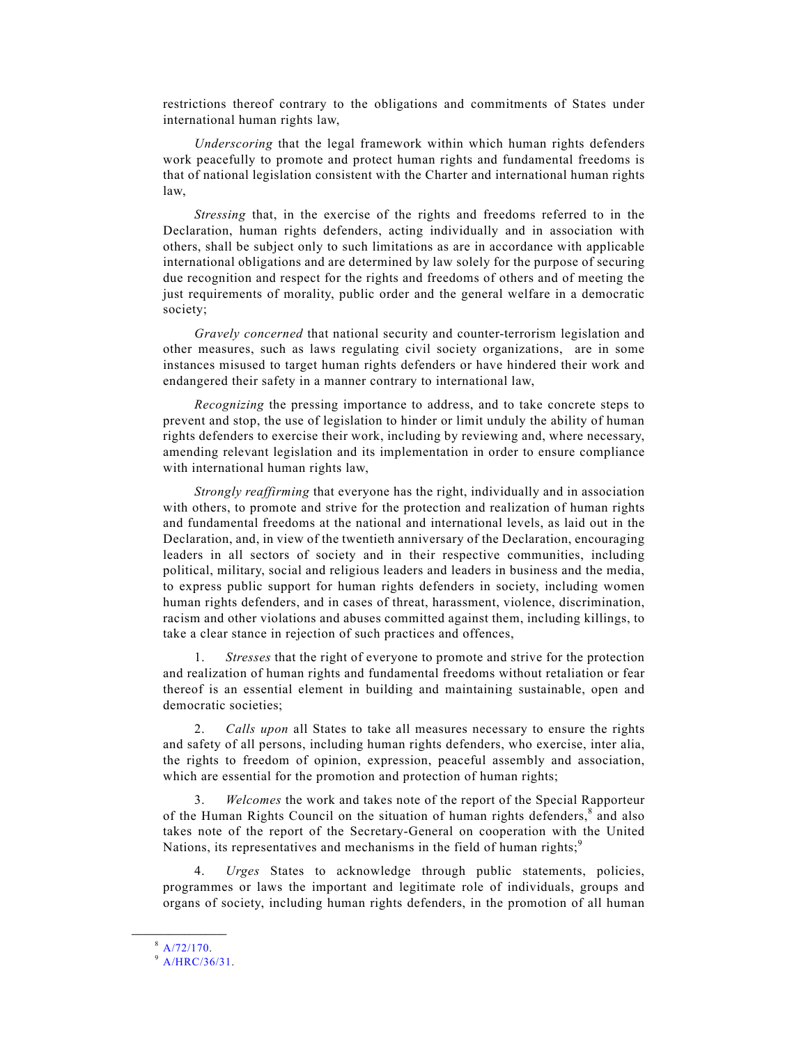restrictions thereof contrary to the obligations and commitments of States under international human rights law,

*Underscoring* that the legal framework within which human rights defenders work peacefully to promote and protect human rights and fundamental freedoms is that of national legislation consistent with the Charter and international human rights law,

*Stressing* that, in the exercise of the rights and freedoms referred to in the Declaration, human rights defenders, acting individually and in association with others, shall be subject only to such limitations as are in accordance with applicable international obligations and are determined by law solely for the purpose of securing due recognition and respect for the rights and freedoms of others and of meeting the just requirements of morality, public order and the general welfare in a democratic society;

*Gravely concerned* that national security and counter-terrorism legislation and other measures, such as laws regulating civil society organizations, are in some instances misused to target human rights defenders or have hindered their work and endangered their safety in a manner contrary to international law,

*Recognizing* the pressing importance to address, and to take concrete steps to prevent and stop, the use of legislation to hinder or limit unduly the ability of human rights defenders to exercise their work, including by reviewing and, where necessary, amending relevant legislation and its implementation in order to ensure compliance with international human rights law,

*Strongly reaffirming* that everyone has the right, individually and in association with others, to promote and strive for the protection and realization of human rights and fundamental freedoms at the national and international levels, as laid out in the Declaration, and, in view of the twentieth anniversary of the Declaration, encouraging leaders in all sectors of society and in their respective communities, including political, military, social and religious leaders and leaders in business and the media, to express public support for human rights defenders in society, including women human rights defenders, and in cases of threat, harassment, violence, discrimination, racism and other violations and abuses committed against them, including killings, to take a clear stance in rejection of such practices and offences,

1. *Stresses* that the right of everyone to promote and strive for the protection and realization of human rights and fundamental freedoms without retaliation or fear thereof is an essential element in building and maintaining sustainable, open and democratic societies;

2. *Calls upon* all States to take all measures necessary to ensure the rights and safety of all persons, including human rights defenders, who exercise, inter alia, the rights to freedom of opinion, expression, peaceful assembly and association, which are essential for the promotion and protection of human rights;

3. *Welcomes* the work and takes note of the report of the Special Rapporteur of the Human Rights Council on the situation of human rights defenders,[8] and also takes note of the report of the Secretary-General on cooperation with the United Nations, its representatives and mechanisms in the field of human rights;[9]

4. *Urges* States to acknowledge through public statements, policies, programmes or laws the important and legitimate role of individuals, groups and organs of society, including human rights defenders, in the promotion of all human

---

[8] A/72/170.

[9] A/HRC/36/31.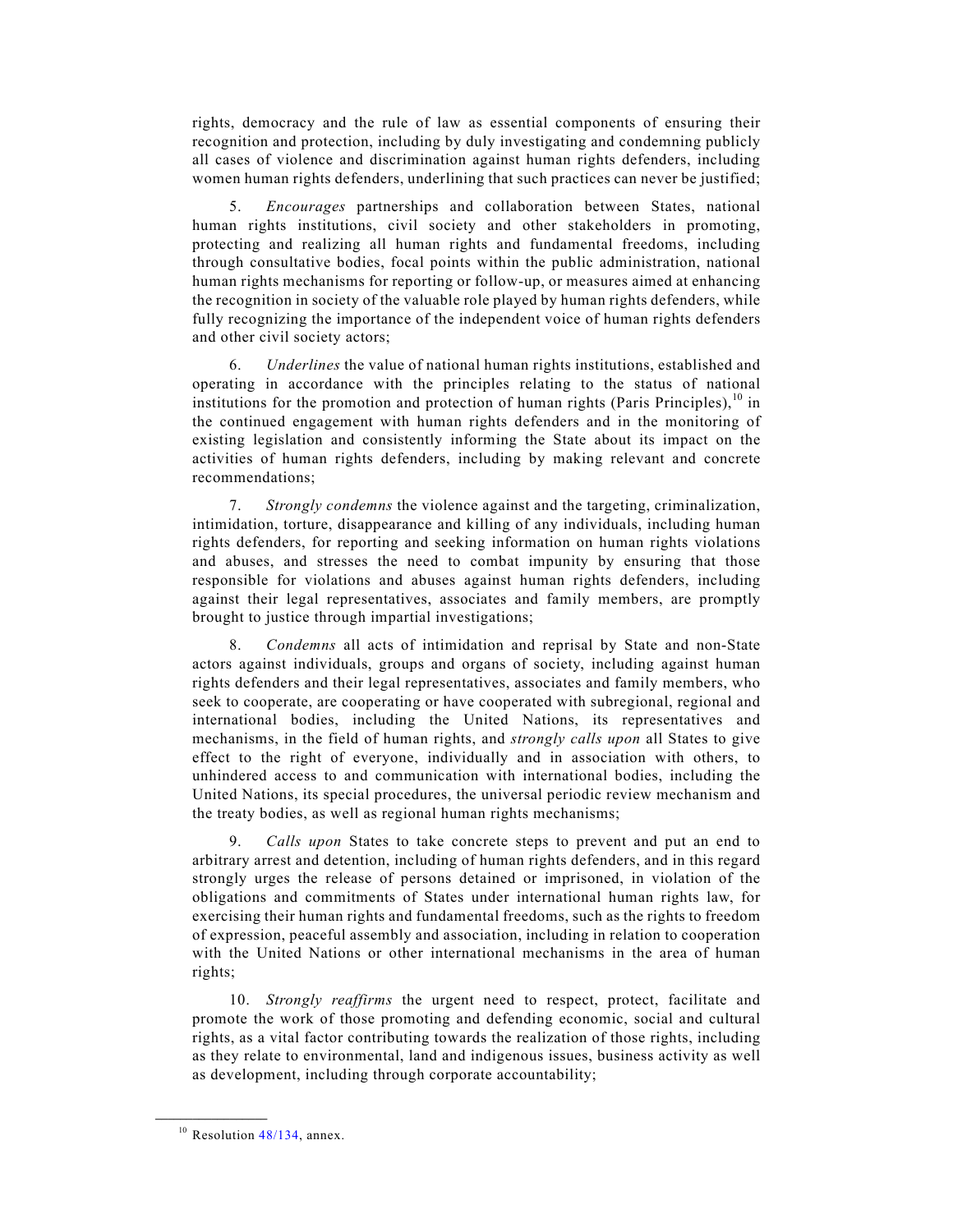rights, democracy and the rule of law as essential components of ensuring their recognition and protection, including by duly investigating and condemning publicly all cases of violence and discrimination against human rights defenders, including women human rights defenders, underlining that such practices can never be justified;

5. *Encourages* partnerships and collaboration between States, national human rights institutions, civil society and other stakeholders in promoting, protecting and realizing all human rights and fundamental freedoms, including through consultative bodies, focal points within the public administration, national human rights mechanisms for reporting or follow-up, or measures aimed at enhancing the recognition in society of the valuable role played by human rights defenders, while fully recognizing the importance of the independent voice of human rights defenders and other civil society actors;

6. *Underlines* the value of national human rights institutions, established and operating in accordance with the principles relating to the status of national institutions for the promotion and protection of human rights (Paris Principles),[10] in the continued engagement with human rights defenders and in the monitoring of existing legislation and consistently informing the State about its impact on the activities of human rights defenders, including by making relevant and concrete recommendations;

7. *Strongly condemns* the violence against and the targeting, criminalization, intimidation, torture, disappearance and killing of any individuals, including human rights defenders, for reporting and seeking information on human rights violations and abuses, and stresses the need to combat impunity by ensuring that those responsible for violations and abuses against human rights defenders, including against their legal representatives, associates and family members, are promptly brought to justice through impartial investigations;

8. *Condemns* all acts of intimidation and reprisal by State and non-State actors against individuals, groups and organs of society, including against human rights defenders and their legal representatives, associates and family members, who seek to cooperate, are cooperating or have cooperated with subregional, regional and international bodies, including the United Nations, its representatives and mechanisms, in the field of human rights, and *strongly calls upon* all States to give effect to the right of everyone, individually and in association with others, to unhindered access to and communication with international bodies, including the United Nations, its special procedures, the universal periodic review mechanism and the treaty bodies, as well as regional human rights mechanisms;

9. *Calls upon* States to take concrete steps to prevent and put an end to arbitrary arrest and detention, including of human rights defenders, and in this regard strongly urges the release of persons detained or imprisoned, in violation of the obligations and commitments of States under international human rights law, for exercising their human rights and fundamental freedoms, such as the rights to freedom of expression, peaceful assembly and association, including in relation to cooperation with the United Nations or other international mechanisms in the area of human rights;

10. *Strongly reaffirms* the urgent need to respect, protect, facilitate and promote the work of those promoting and defending economic, social and cultural rights, as a vital factor contributing towards the realization of those rights, including as they relate to environmental, land and indigenous issues, business activity as well as development, including through corporate accountability;

---

[10] Resolution 48/134, annex.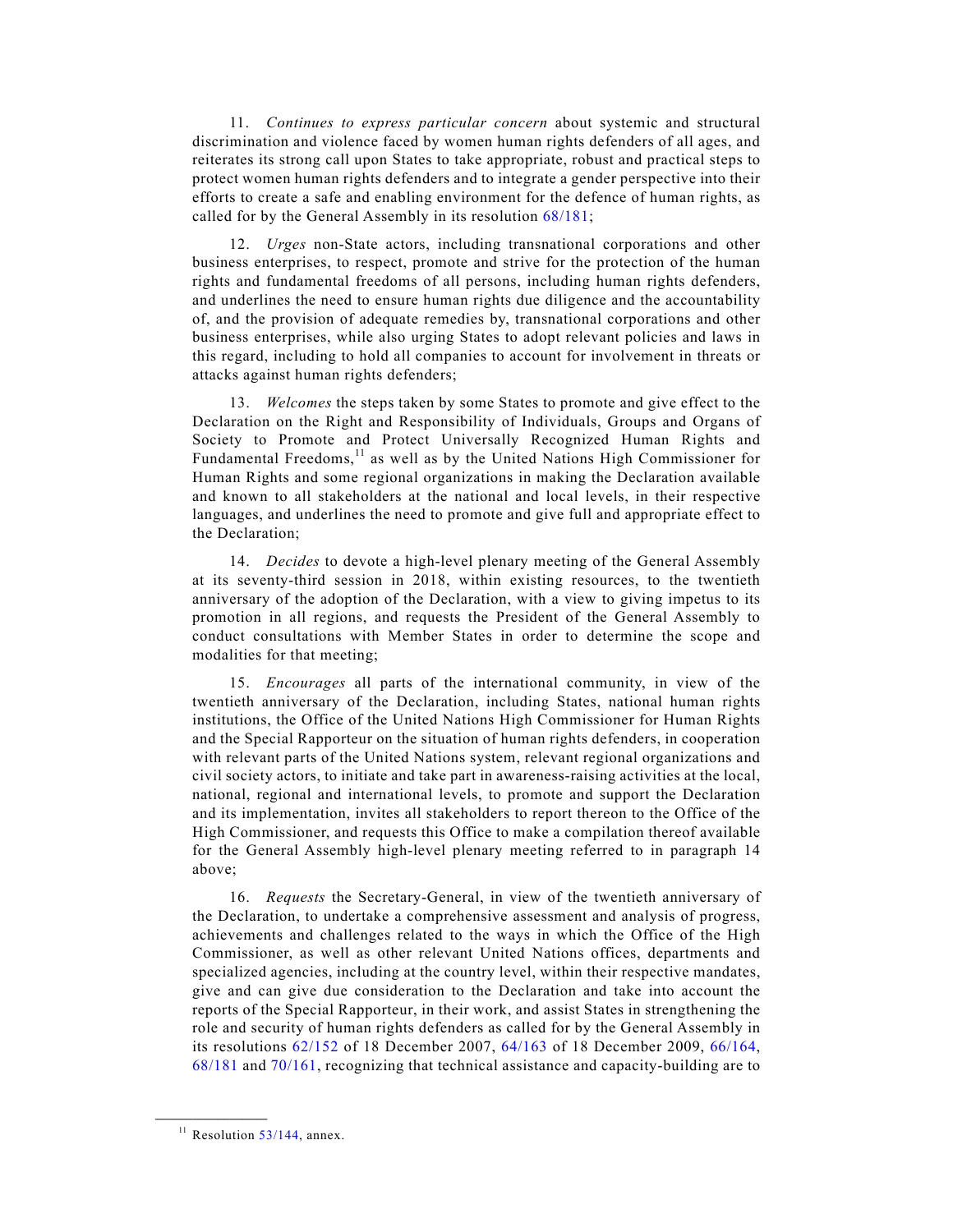11. *Continues to express particular concern* about systemic and structural discrimination and violence faced by women human rights defenders of all ages, and reiterates its strong call upon States to take appropriate, robust and practical steps to protect women human rights defenders and to integrate a gender perspective into their efforts to create a safe and enabling environment for the defence of human rights, as called for by the General Assembly in its resolution 68/181;

12. *Urges* non-State actors, including transnational corporations and other business enterprises, to respect, promote and strive for the protection of the human rights and fundamental freedoms of all persons, including human rights defenders, and underlines the need to ensure human rights due diligence and the accountability of, and the provision of adequate remedies by, transnational corporations and other business enterprises, while also urging States to adopt relevant policies and laws in this regard, including to hold all companies to account for involvement in threats or attacks against human rights defenders;

13. *Welcomes* the steps taken by some States to promote and give effect to the Declaration on the Right and Responsibility of Individuals, Groups and Organs of Society to Promote and Protect Universally Recognized Human Rights and Fundamental Freedoms,[11] as well as by the United Nations High Commissioner for Human Rights and some regional organizations in making the Declaration available and known to all stakeholders at the national and local levels, in their respective languages, and underlines the need to promote and give full and appropriate effect to the Declaration;

14. *Decides* to devote a high-level plenary meeting of the General Assembly at its seventy-third session in 2018, within existing resources, to the twentieth anniversary of the adoption of the Declaration, with a view to giving impetus to its promotion in all regions, and requests the President of the General Assembly to conduct consultations with Member States in order to determine the scope and modalities for that meeting;

15. *Encourages* all parts of the international community, in view of the twentieth anniversary of the Declaration, including States, national human rights institutions, the Office of the United Nations High Commissioner for Human Rights and the Special Rapporteur on the situation of human rights defenders, in cooperation with relevant parts of the United Nations system, relevant regional organizations and civil society actors, to initiate and take part in awareness-raising activities at the local, national, regional and international levels, to promote and support the Declaration and its implementation, invites all stakeholders to report thereon to the Office of the High Commissioner, and requests this Office to make a compilation thereof available for the General Assembly high-level plenary meeting referred to in paragraph 14 above;

16. *Requests* the Secretary-General, in view of the twentieth anniversary of the Declaration, to undertake a comprehensive assessment and analysis of progress, achievements and challenges related to the ways in which the Office of the High Commissioner, as well as other relevant United Nations offices, departments and specialized agencies, including at the country level, within their respective mandates, give and can give due consideration to the Declaration and take into account the reports of the Special Rapporteur, in their work, and assist States in strengthening the role and security of human rights defenders as called for by the General Assembly in its resolutions 62/152 of 18 December 2007, 64/163 of 18 December 2009, 66/164, 68/181 and 70/161, recognizing that technical assistance and capacity-building are to

[11] Resolution 53/144, annex.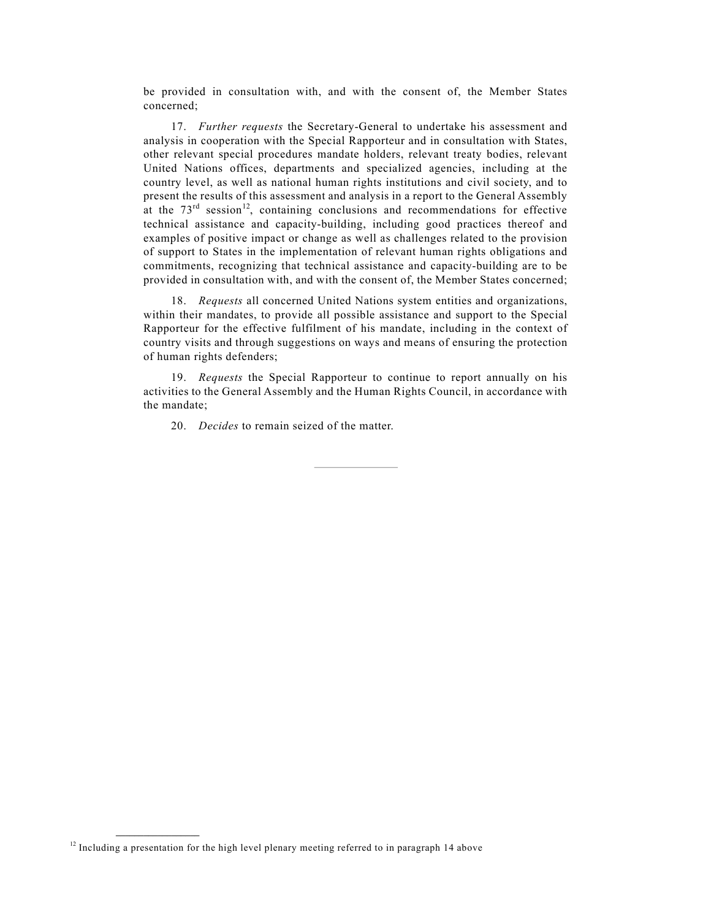be provided in consultation with, and with the consent of, the Member States concerned;

17. *Further requests* the Secretary-General to undertake his assessment and analysis in cooperation with the Special Rapporteur and in consultation with States, other relevant special procedures mandate holders, relevant treaty bodies, relevant United Nations offices, departments and specialized agencies, including at the country level, as well as national human rights institutions and civil society, and to present the results of this assessment and analysis in a report to the General Assembly at the 73rd session[12], containing conclusions and recommendations for effective technical assistance and capacity-building, including good practices thereof and examples of positive impact or change as well as challenges related to the provision of support to States in the implementation of relevant human rights obligations and commitments, recognizing that technical assistance and capacity-building are to be provided in consultation with, and with the consent of, the Member States concerned;

18. *Requests* all concerned United Nations system entities and organizations, within their mandates, to provide all possible assistance and support to the Special Rapporteur for the effective fulfilment of his mandate, including in the context of country visits and through suggestions on ways and means of ensuring the protection of human rights defenders;

19. *Requests* the Special Rapporteur to continue to report annually on his activities to the General Assembly and the Human Rights Council, in accordance with the mandate;

20. *Decides* to remain seized of the matter.

---

[12] Including a presentation for the high level plenary meeting referred to in paragraph 14 above